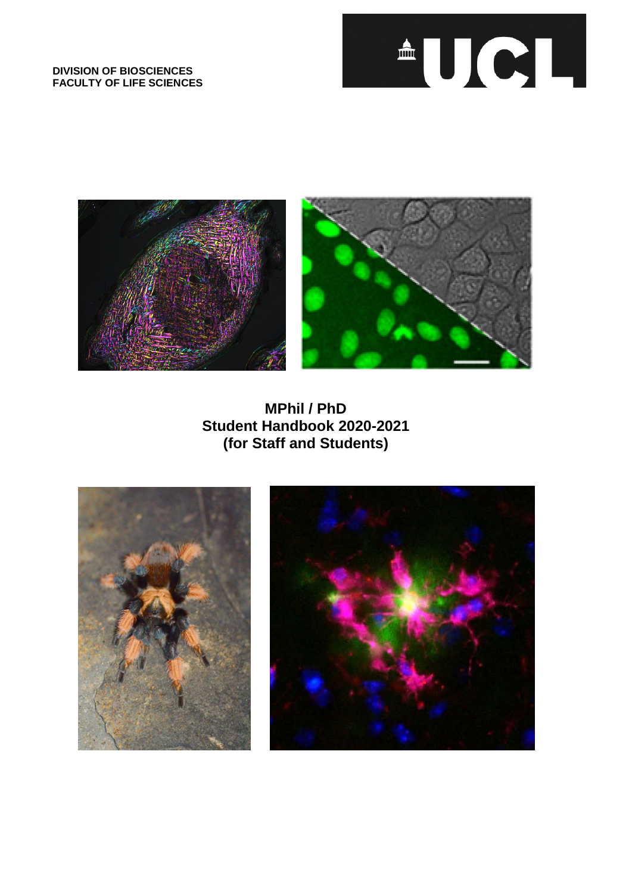**DIVISION OF BIOSCIENCES**
**FACULTY OF LIFE SCIENCES**

# MPhil / PhD
# Student Handbook 2020-2021
# (for Staff and Students)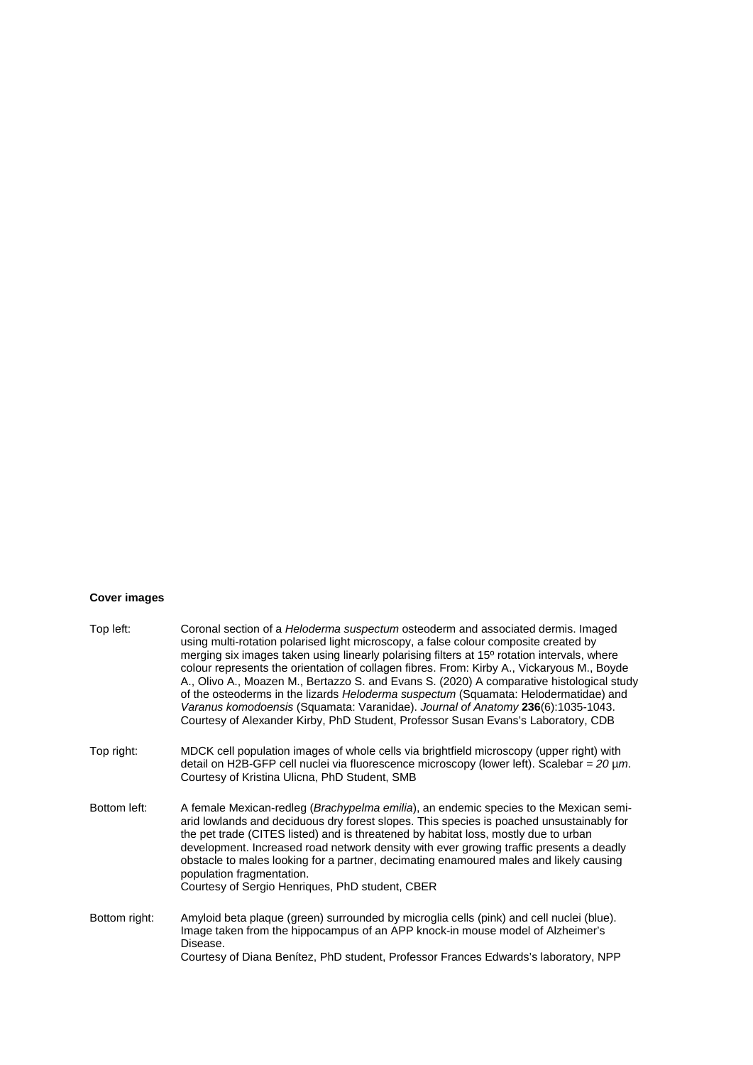**Cover images**

Top left: Coronal section of a *Heloderma suspectum* osteoderm and associated dermis. Imaged using multi-rotation polarised light microscopy, a false colour composite created by merging six images taken using linearly polarising filters at 15º rotation intervals, where colour represents the orientation of collagen fibres. From: Kirby A., Vickaryous M., Boyde A., Olivo A., Moazen M., Bertazzo S. and Evans S. (2020) A comparative histological study of the osteoderms in the lizards *Heloderma suspectum* (Squamata: Helodermatidae) and *Varanus komodoensis* (Squamata: Varanidae). *Journal of Anatomy* **236**(6):1035-1043. Courtesy of Alexander Kirby, PhD Student, Professor Susan Evans's Laboratory, CDB

Top right: MDCK cell population images of whole cells via brightfield microscopy (upper right) with detail on H2B-GFP cell nuclei via fluorescence microscopy (lower left). Scalebar = *20* µ*m*. Courtesy of Kristina Ulicna, PhD Student, SMB

Bottom left: A female Mexican-redleg (*Brachypelma emilia*), an endemic species to the Mexican semi-arid lowlands and deciduous dry forest slopes. This species is poached unsustainably for the pet trade (CITES listed) and is threatened by habitat loss, mostly due to urban development. Increased road network density with ever growing traffic presents a deadly obstacle to males looking for a partner, decimating enamoured males and likely causing population fragmentation.
Courtesy of Sergio Henriques, PhD student, CBER

Bottom right: Amyloid beta plaque (green) surrounded by microglia cells (pink) and cell nuclei (blue). Image taken from the hippocampus of an APP knock-in mouse model of Alzheimer's Disease.
Courtesy of Diana Benítez, PhD student, Professor Frances Edwards's laboratory, NPP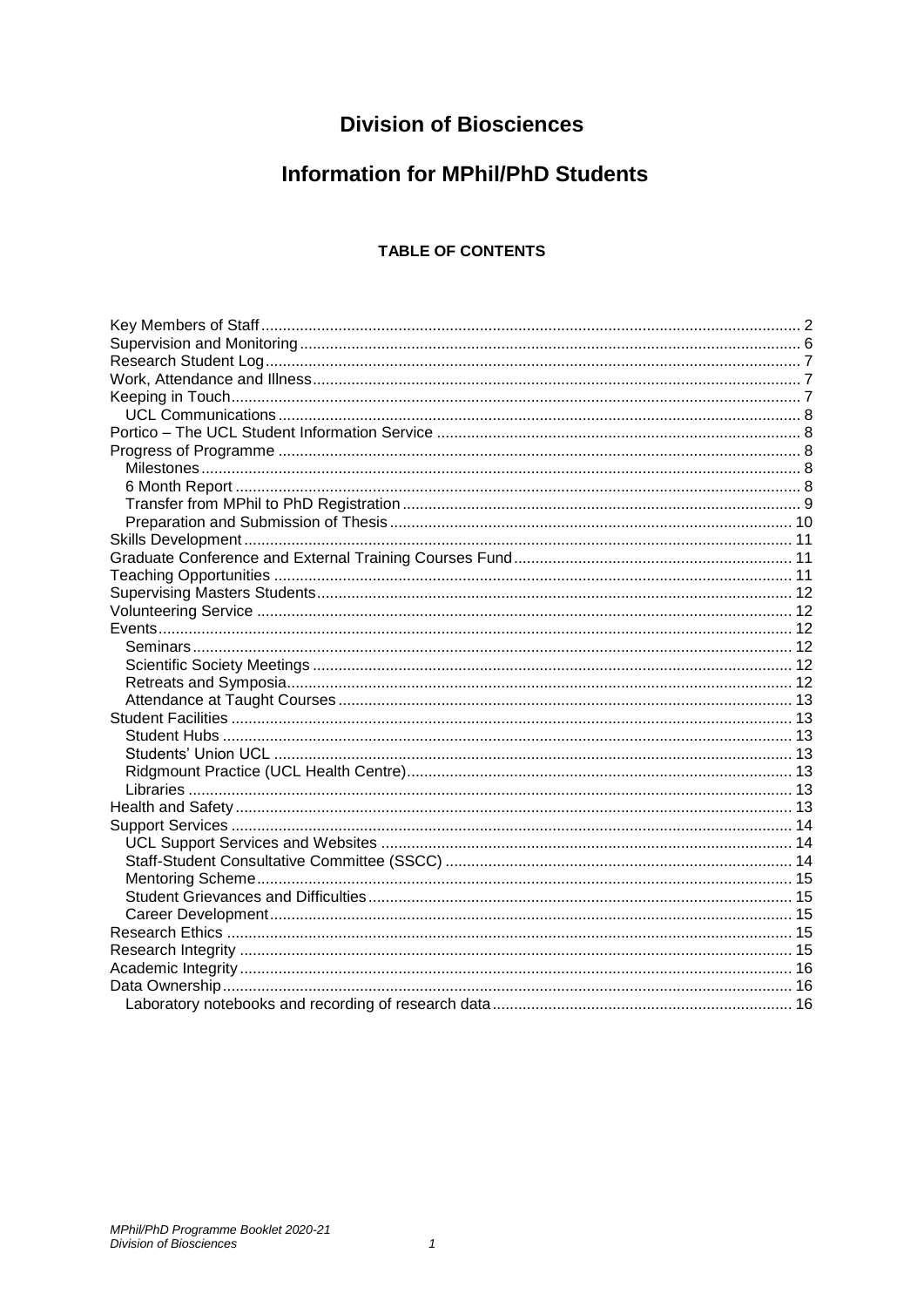# Division of Biosciences

# Information for MPhil/PhD Students

**TABLE OF CONTENTS**

Key Members of Staff ... 2
Supervision and Monitoring ... 6
Research Student Log ... 7
Work, Attendance and Illness ... 7
Keeping in Touch ... 7
  UCL Communications ... 8
Portico – The UCL Student Information Service ... 8
Progress of Programme ... 8
  Milestones ... 8
  6 Month Report ... 8
  Transfer from MPhil to PhD Registration ... 9
  Preparation and Submission of Thesis ... 10
Skills Development ... 11
Graduate Conference and External Training Courses Fund ... 11
Teaching Opportunities ... 11
Supervising Masters Students ... 12
Volunteering Service ... 12
Events ... 12
  Seminars ... 12
  Scientific Society Meetings ... 12
  Retreats and Symposia ... 12
  Attendance at Taught Courses ... 13
Student Facilities ... 13
  Student Hubs ... 13
  Students' Union UCL ... 13
  Ridgmount Practice (UCL Health Centre) ... 13
  Libraries ... 13
Health and Safety ... 13
Support Services ... 14
  UCL Support Services and Websites ... 14
  Staff-Student Consultative Committee (SSCC) ... 14
  Mentoring Scheme ... 15
  Student Grievances and Difficulties ... 15
  Career Development ... 15
Research Ethics ... 15
Research Integrity ... 15
Academic Integrity ... 16
Data Ownership ... 16
  Laboratory notebooks and recording of research data ... 16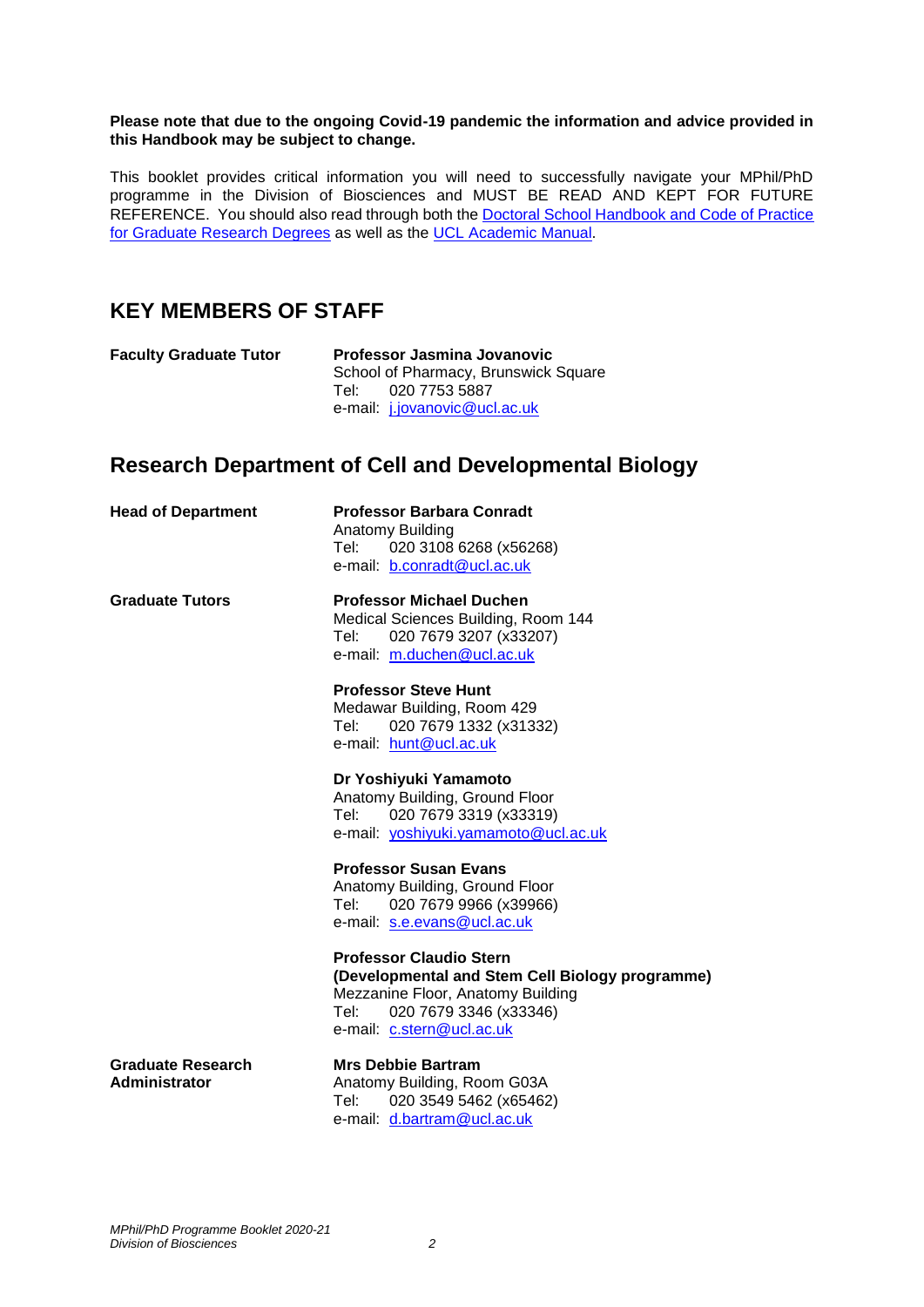**Please note that due to the ongoing Covid-19 pandemic the information and advice provided in this Handbook may be subject to change.**

This booklet provides critical information you will need to successfully navigate your MPhil/PhD programme in the Division of Biosciences and MUST BE READ AND KEPT FOR FUTURE REFERENCE. You should also read through both the Doctoral School Handbook and Code of Practice for Graduate Research Degrees as well as the UCL Academic Manual.

## KEY MEMBERS OF STAFF

**Faculty Graduate Tutor**

**Professor Jasmina Jovanovic**
School of Pharmacy, Brunswick Square
Tel: 020 7753 5887
e-mail: j.jovanovic@ucl.ac.uk

## Research Department of Cell and Developmental Biology

**Head of Department**

**Professor Barbara Conradt**
Anatomy Building
Tel: 020 3108 6268 (x56268)
e-mail: b.conradt@ucl.ac.uk

**Graduate Tutors**

**Professor Michael Duchen**
Medical Sciences Building, Room 144
Tel: 020 7679 3207 (x33207)
e-mail: m.duchen@ucl.ac.uk

**Professor Steve Hunt**
Medawar Building, Room 429
Tel: 020 7679 1332 (x31332)
e-mail: hunt@ucl.ac.uk

**Dr Yoshiyuki Yamamoto**
Anatomy Building, Ground Floor
Tel: 020 7679 3319 (x33319)
e-mail: yoshiyuki.yamamoto@ucl.ac.uk

**Professor Susan Evans**
Anatomy Building, Ground Floor
Tel: 020 7679 9966 (x39966)
e-mail: s.e.evans@ucl.ac.uk

**Professor Claudio Stern**
**(Developmental and Stem Cell Biology programme)**
Mezzanine Floor, Anatomy Building
Tel: 020 7679 3346 (x33346)
e-mail: c.stern@ucl.ac.uk

**Graduate Research Administrator**

**Mrs Debbie Bartram**
Anatomy Building, Room G03A
Tel: 020 3549 5462 (x65462)
e-mail: d.bartram@ucl.ac.uk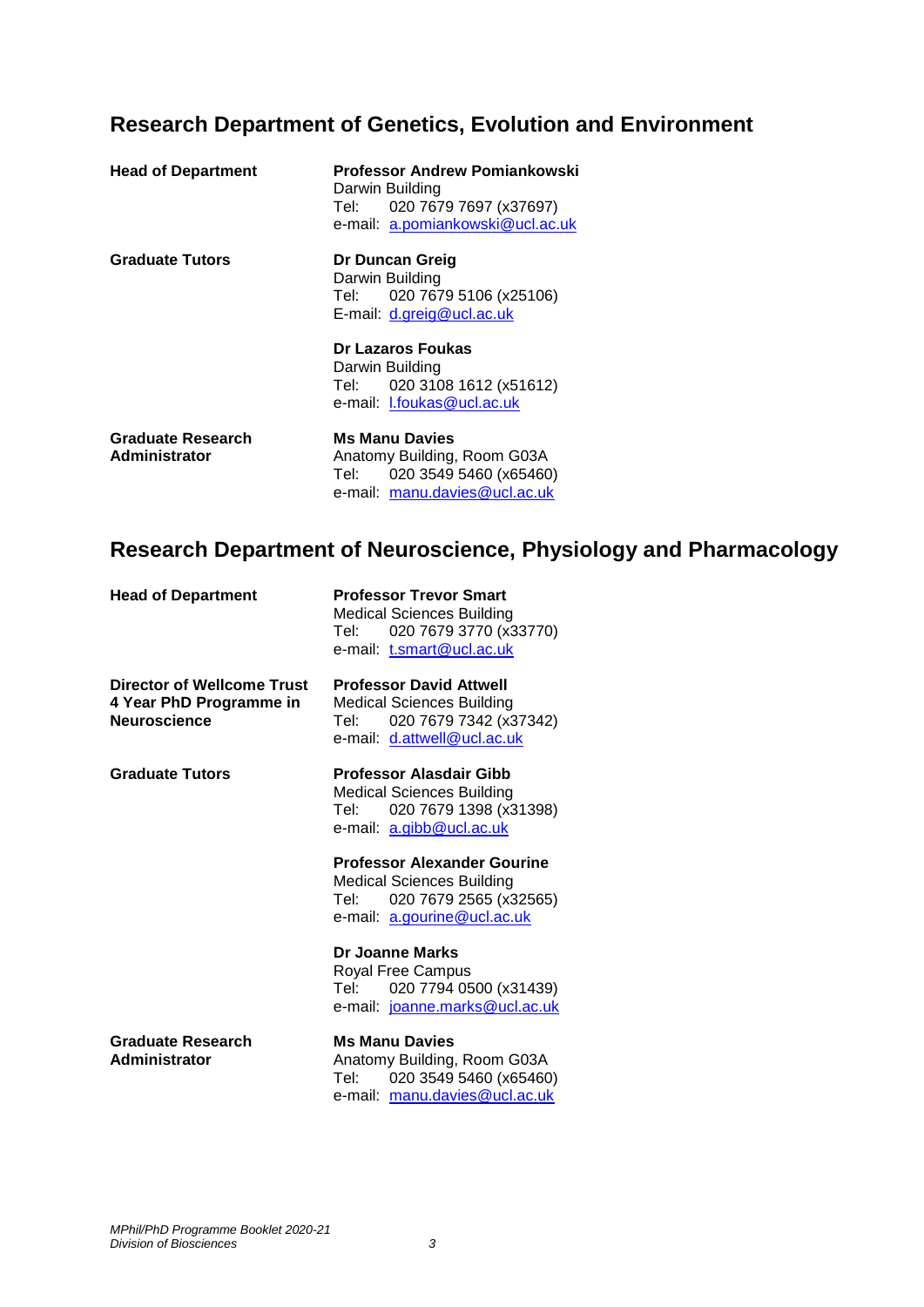## Research Department of Genetics, Evolution and Environment

**Head of Department**

**Professor Andrew Pomiankowski**
Darwin Building
Tel: 020 7679 7697 (x37697)
e-mail: a.pomiankowski@ucl.ac.uk

**Graduate Tutors**

**Dr Duncan Greig**
Darwin Building
Tel: 020 7679 5106 (x25106)
E-mail: d.greig@ucl.ac.uk

**Dr Lazaros Foukas**
Darwin Building
Tel: 020 3108 1612 (x51612)
e-mail: l.foukas@ucl.ac.uk

**Graduate Research Administrator**

**Ms Manu Davies**
Anatomy Building, Room G03A
Tel: 020 3549 5460 (x65460)
e-mail: manu.davies@ucl.ac.uk

## Research Department of Neuroscience, Physiology and Pharmacology

**Head of Department**

**Professor Trevor Smart**
Medical Sciences Building
Tel: 020 7679 3770 (x33770)
e-mail: t.smart@ucl.ac.uk

**Director of Wellcome Trust 4 Year PhD Programme in Neuroscience**

**Professor David Attwell**
Medical Sciences Building
Tel: 020 7679 7342 (x37342)
e-mail: d.attwell@ucl.ac.uk

**Graduate Tutors**

**Professor Alasdair Gibb**
Medical Sciences Building
Tel: 020 7679 1398 (x31398)
e-mail: a.gibb@ucl.ac.uk

**Professor Alexander Gourine**
Medical Sciences Building
Tel: 020 7679 2565 (x32565)
e-mail: a.gourine@ucl.ac.uk

**Dr Joanne Marks**
Royal Free Campus
Tel: 020 7794 0500 (x31439)
e-mail: joanne.marks@ucl.ac.uk

**Graduate Research Administrator**

**Ms Manu Davies**
Anatomy Building, Room G03A
Tel: 020 3549 5460 (x65460)
e-mail: manu.davies@ucl.ac.uk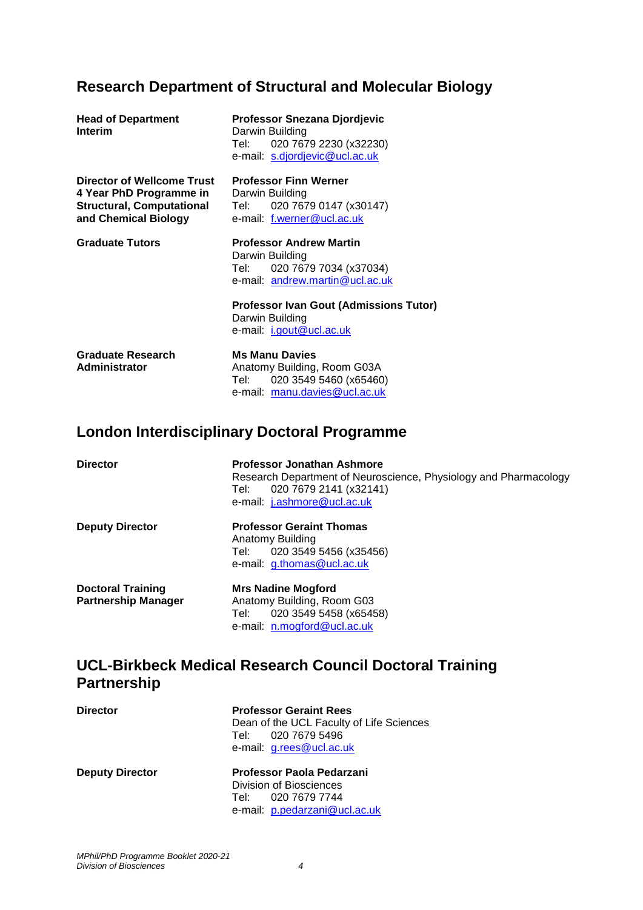## Research Department of Structural and Molecular Biology

| | |
|---|---|
| **Head of Department Interim** | **Professor Snezana Djordjevic**<br>Darwin Building<br>Tel: 020 7679 2230 (x32230)<br>e-mail: s.djordjevic@ucl.ac.uk |
| **Director of Wellcome Trust 4 Year PhD Programme in Structural, Computational and Chemical Biology** | **Professor Finn Werner**<br>Darwin Building<br>Tel: 020 7679 0147 (x30147)<br>e-mail: f.werner@ucl.ac.uk |
| **Graduate Tutors** | **Professor Andrew Martin**<br>Darwin Building<br>Tel: 020 7679 7034 (x37034)<br>e-mail: andrew.martin@ucl.ac.uk |
| | **Professor Ivan Gout (Admissions Tutor)**<br>Darwin Building<br>e-mail: i.gout@ucl.ac.uk |
| **Graduate Research Administrator** | **Ms Manu Davies**<br>Anatomy Building, Room G03A<br>Tel: 020 3549 5460 (x65460)<br>e-mail: manu.davies@ucl.ac.uk |

## London Interdisciplinary Doctoral Programme

| | |
|---|---|
| **Director** | **Professor Jonathan Ashmore**<br>Research Department of Neuroscience, Physiology and Pharmacology<br>Tel: 020 7679 2141 (x32141)<br>e-mail: j.ashmore@ucl.ac.uk |
| **Deputy Director** | **Professor Geraint Thomas**<br>Anatomy Building<br>Tel: 020 3549 5456 (x35456)<br>e-mail: g.thomas@ucl.ac.uk |
| **Doctoral Training Partnership Manager** | **Mrs Nadine Mogford**<br>Anatomy Building, Room G03<br>Tel: 020 3549 5458 (x65458)<br>e-mail: n.mogford@ucl.ac.uk |

## UCL-Birkbeck Medical Research Council Doctoral Training Partnership

| | |
|---|---|
| **Director** | **Professor Geraint Rees**<br>Dean of the UCL Faculty of Life Sciences<br>Tel: 020 7679 5496<br>e-mail: g.rees@ucl.ac.uk |
| **Deputy Director** | **Professor Paola Pedarzani**<br>Division of Biosciences<br>Tel: 020 7679 7744<br>e-mail: p.pedarzani@ucl.ac.uk |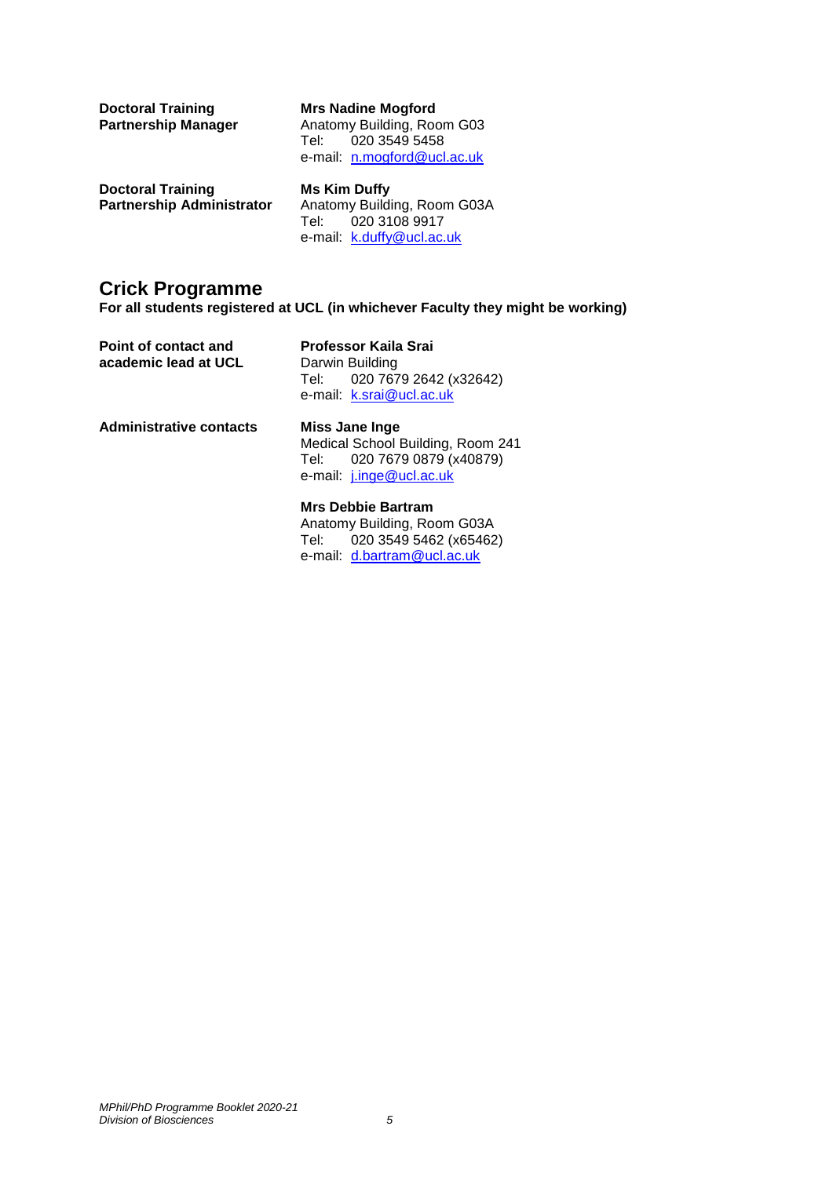**Doctoral Training Partnership Manager**

**Mrs Nadine Mogford**
Anatomy Building, Room G03
Tel: 020 3549 5458
e-mail: n.mogford@ucl.ac.uk

**Doctoral Training Partnership Administrator**

**Ms Kim Duffy**
Anatomy Building, Room G03A
Tel: 020 3108 9917
e-mail: k.duffy@ucl.ac.uk

## Crick Programme

**For all students registered at UCL (in whichever Faculty they might be working)**

**Point of contact and academic lead at UCL**

**Professor Kaila Srai**
Darwin Building
Tel: 020 7679 2642 (x32642)
e-mail: k.srai@ucl.ac.uk

**Administrative contacts**

**Miss Jane Inge**
Medical School Building, Room 241
Tel: 020 7679 0879 (x40879)
e-mail: j.inge@ucl.ac.uk

**Mrs Debbie Bartram**
Anatomy Building, Room G03A
Tel: 020 3549 5462 (x65462)
e-mail: d.bartram@ucl.ac.uk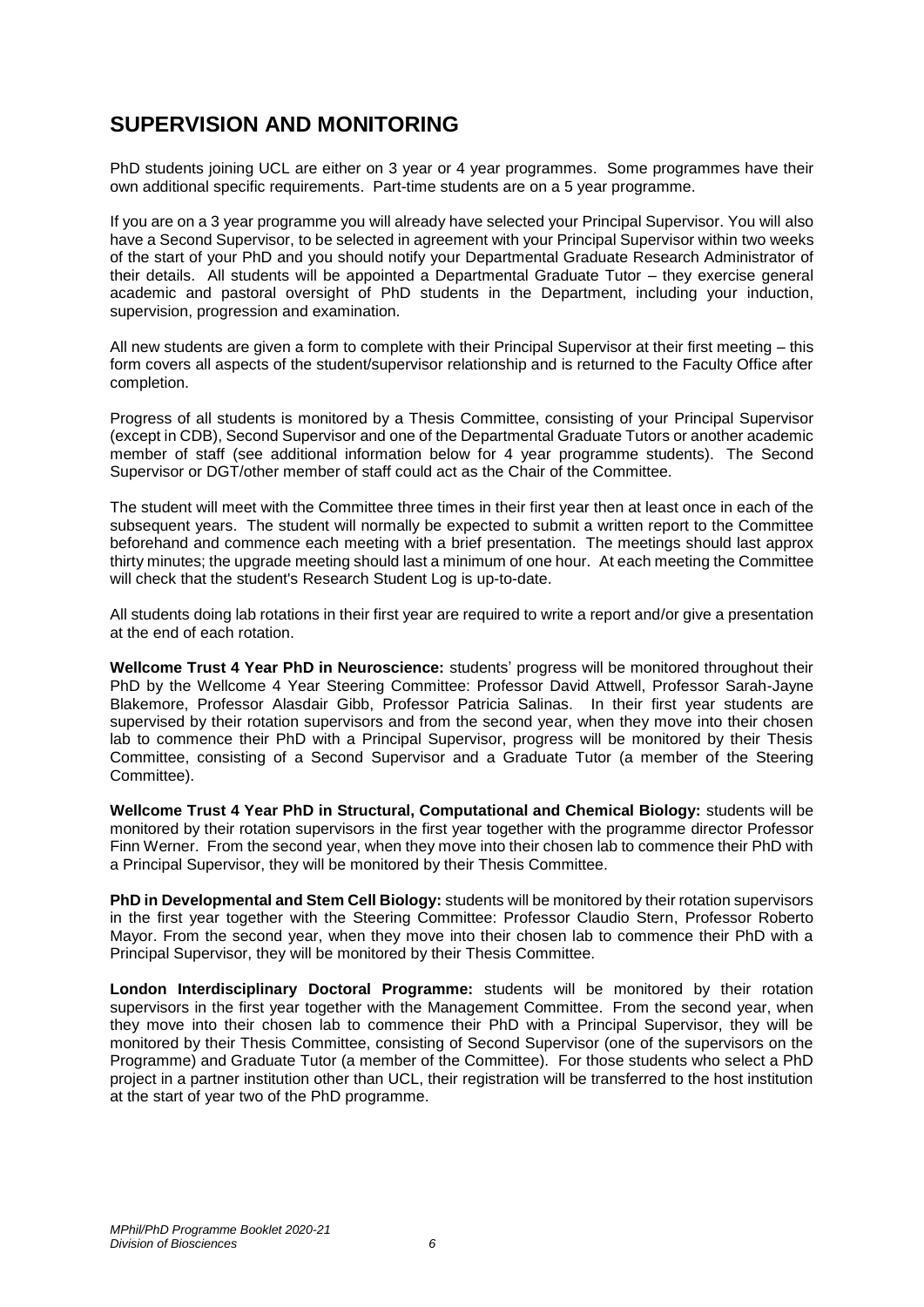## SUPERVISION AND MONITORING

PhD students joining UCL are either on 3 year or 4 year programmes. Some programmes have their own additional specific requirements. Part-time students are on a 5 year programme.

If you are on a 3 year programme you will already have selected your Principal Supervisor. You will also have a Second Supervisor, to be selected in agreement with your Principal Supervisor within two weeks of the start of your PhD and you should notify your Departmental Graduate Research Administrator of their details. All students will be appointed a Departmental Graduate Tutor – they exercise general academic and pastoral oversight of PhD students in the Department, including your induction, supervision, progression and examination.

All new students are given a form to complete with their Principal Supervisor at their first meeting – this form covers all aspects of the student/supervisor relationship and is returned to the Faculty Office after completion.

Progress of all students is monitored by a Thesis Committee, consisting of your Principal Supervisor (except in CDB), Second Supervisor and one of the Departmental Graduate Tutors or another academic member of staff (see additional information below for 4 year programme students). The Second Supervisor or DGT/other member of staff could act as the Chair of the Committee.

The student will meet with the Committee three times in their first year then at least once in each of the subsequent years. The student will normally be expected to submit a written report to the Committee beforehand and commence each meeting with a brief presentation. The meetings should last approx thirty minutes; the upgrade meeting should last a minimum of one hour. At each meeting the Committee will check that the student's Research Student Log is up-to-date.

All students doing lab rotations in their first year are required to write a report and/or give a presentation at the end of each rotation.

**Wellcome Trust 4 Year PhD in Neuroscience:** students' progress will be monitored throughout their PhD by the Wellcome 4 Year Steering Committee: Professor David Attwell, Professor Sarah-Jayne Blakemore, Professor Alasdair Gibb, Professor Patricia Salinas. In their first year students are supervised by their rotation supervisors and from the second year, when they move into their chosen lab to commence their PhD with a Principal Supervisor, progress will be monitored by their Thesis Committee, consisting of a Second Supervisor and a Graduate Tutor (a member of the Steering Committee).

**Wellcome Trust 4 Year PhD in Structural, Computational and Chemical Biology:** students will be monitored by their rotation supervisors in the first year together with the programme director Professor Finn Werner. From the second year, when they move into their chosen lab to commence their PhD with a Principal Supervisor, they will be monitored by their Thesis Committee.

**PhD in Developmental and Stem Cell Biology:** students will be monitored by their rotation supervisors in the first year together with the Steering Committee: Professor Claudio Stern, Professor Roberto Mayor. From the second year, when they move into their chosen lab to commence their PhD with a Principal Supervisor, they will be monitored by their Thesis Committee.

**London Interdisciplinary Doctoral Programme:** students will be monitored by their rotation supervisors in the first year together with the Management Committee. From the second year, when they move into their chosen lab to commence their PhD with a Principal Supervisor, they will be monitored by their Thesis Committee, consisting of Second Supervisor (one of the supervisors on the Programme) and Graduate Tutor (a member of the Committee). For those students who select a PhD project in a partner institution other than UCL, their registration will be transferred to the host institution at the start of year two of the PhD programme.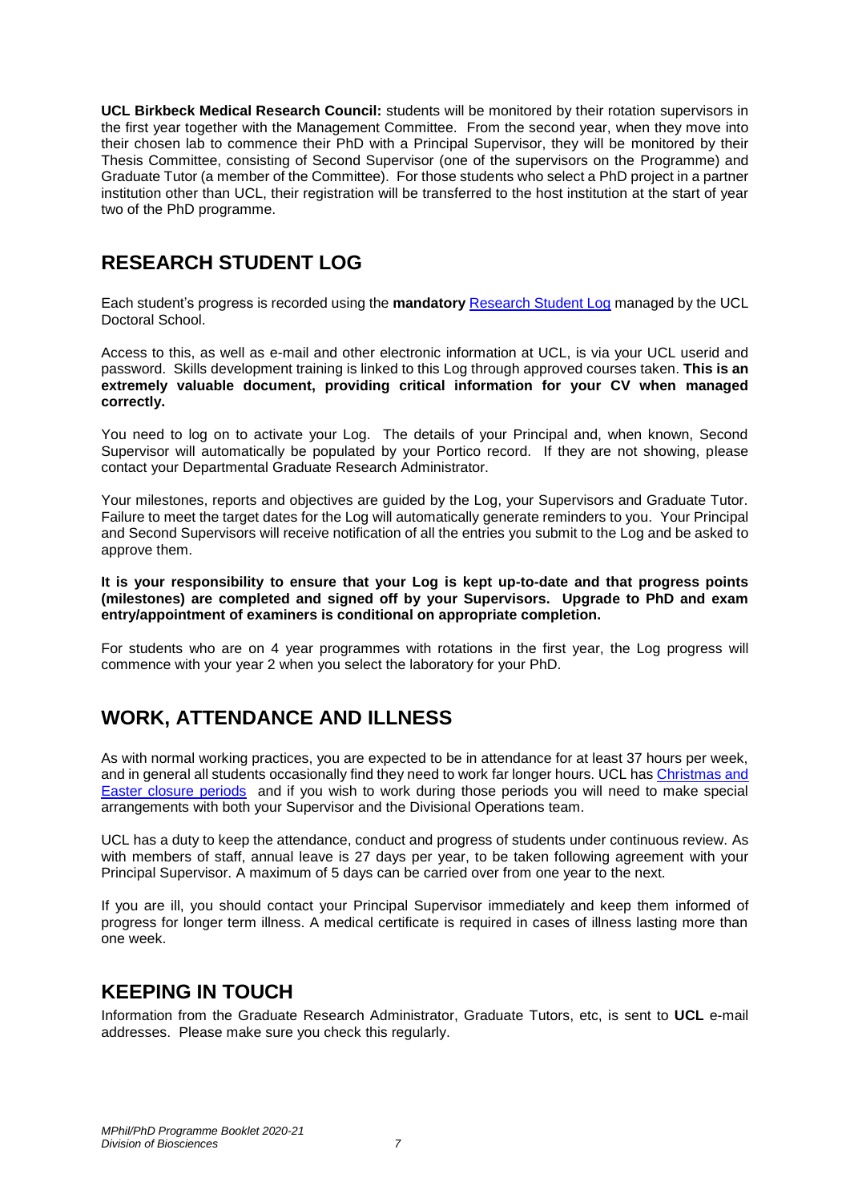**UCL Birkbeck Medical Research Council:** students will be monitored by their rotation supervisors in the first year together with the Management Committee. From the second year, when they move into their chosen lab to commence their PhD with a Principal Supervisor, they will be monitored by their Thesis Committee, consisting of Second Supervisor (one of the supervisors on the Programme) and Graduate Tutor (a member of the Committee). For those students who select a PhD project in a partner institution other than UCL, their registration will be transferred to the host institution at the start of year two of the PhD programme.

## RESEARCH STUDENT LOG

Each student's progress is recorded using the **mandatory** Research Student Log managed by the UCL Doctoral School.

Access to this, as well as e-mail and other electronic information at UCL, is via your UCL userid and password. Skills development training is linked to this Log through approved courses taken. **This is an extremely valuable document, providing critical information for your CV when managed correctly.**

You need to log on to activate your Log. The details of your Principal and, when known, Second Supervisor will automatically be populated by your Portico record. If they are not showing, please contact your Departmental Graduate Research Administrator.

Your milestones, reports and objectives are guided by the Log, your Supervisors and Graduate Tutor. Failure to meet the target dates for the Log will automatically generate reminders to you. Your Principal and Second Supervisors will receive notification of all the entries you submit to the Log and be asked to approve them.

**It is your responsibility to ensure that your Log is kept up-to-date and that progress points (milestones) are completed and signed off by your Supervisors. Upgrade to PhD and exam entry/appointment of examiners is conditional on appropriate completion.**

For students who are on 4 year programmes with rotations in the first year, the Log progress will commence with your year 2 when you select the laboratory for your PhD.

## WORK, ATTENDANCE AND ILLNESS

As with normal working practices, you are expected to be in attendance for at least 37 hours per week, and in general all students occasionally find they need to work far longer hours. UCL has Christmas and Easter closure periods and if you wish to work during those periods you will need to make special arrangements with both your Supervisor and the Divisional Operations team.

UCL has a duty to keep the attendance, conduct and progress of students under continuous review. As with members of staff, annual leave is 27 days per year, to be taken following agreement with your Principal Supervisor. A maximum of 5 days can be carried over from one year to the next.

If you are ill, you should contact your Principal Supervisor immediately and keep them informed of progress for longer term illness. A medical certificate is required in cases of illness lasting more than one week.

## KEEPING IN TOUCH

Information from the Graduate Research Administrator, Graduate Tutors, etc, is sent to **UCL** e-mail addresses. Please make sure you check this regularly.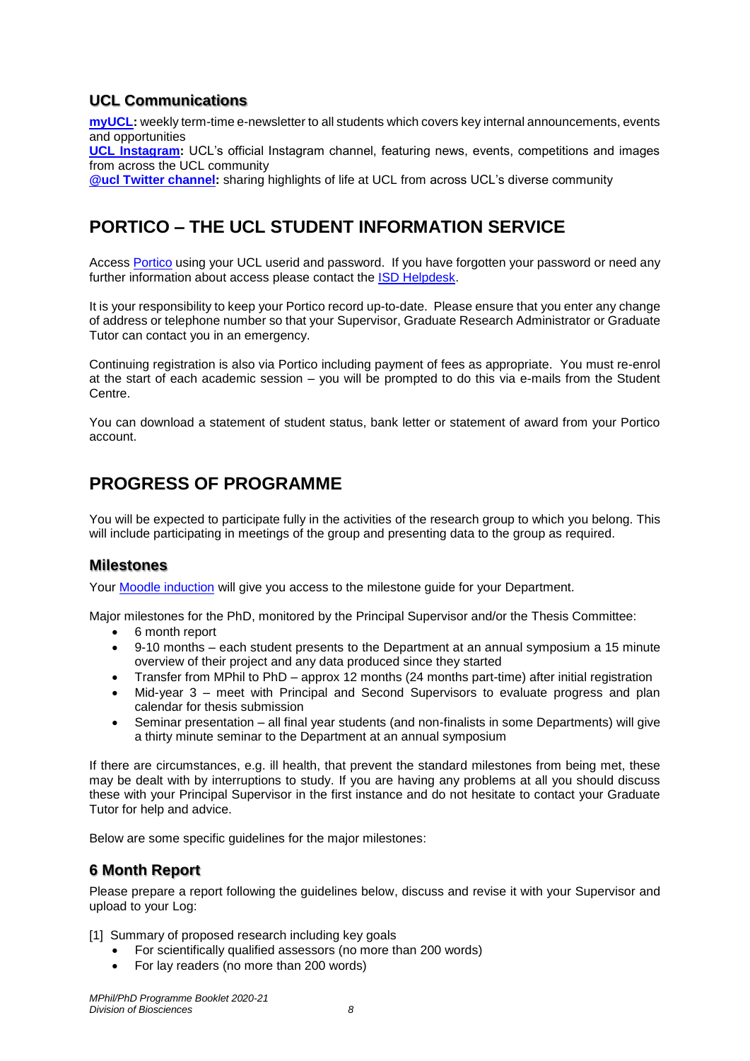### UCL Communications

**myUCL:** weekly term-time e-newsletter to all students which covers key internal announcements, events and opportunities
**UCL Instagram:** UCL's official Instagram channel, featuring news, events, competitions and images from across the UCL community
**@ucl Twitter channel:** sharing highlights of life at UCL from across UCL's diverse community

## PORTICO – THE UCL STUDENT INFORMATION SERVICE

Access Portico using your UCL userid and password. If you have forgotten your password or need any further information about access please contact the ISD Helpdesk.

It is your responsibility to keep your Portico record up-to-date. Please ensure that you enter any change of address or telephone number so that your Supervisor, Graduate Research Administrator or Graduate Tutor can contact you in an emergency.

Continuing registration is also via Portico including payment of fees as appropriate. You must re-enrol at the start of each academic session – you will be prompted to do this via e-mails from the Student Centre.

You can download a statement of student status, bank letter or statement of award from your Portico account.

## PROGRESS OF PROGRAMME

You will be expected to participate fully in the activities of the research group to which you belong. This will include participating in meetings of the group and presenting data to the group as required.

### Milestones

Your Moodle induction will give you access to the milestone guide for your Department.

Major milestones for the PhD, monitored by the Principal Supervisor and/or the Thesis Committee:

- 6 month report
- 9-10 months – each student presents to the Department at an annual symposium a 15 minute overview of their project and any data produced since they started
- Transfer from MPhil to PhD – approx 12 months (24 months part-time) after initial registration
- Mid-year 3 – meet with Principal and Second Supervisors to evaluate progress and plan calendar for thesis submission
- Seminar presentation – all final year students (and non-finalists in some Departments) will give a thirty minute seminar to the Department at an annual symposium

If there are circumstances, e.g. ill health, that prevent the standard milestones from being met, these may be dealt with by interruptions to study. If you are having any problems at all you should discuss these with your Principal Supervisor in the first instance and do not hesitate to contact your Graduate Tutor for help and advice.

Below are some specific guidelines for the major milestones:

### 6 Month Report

Please prepare a report following the guidelines below, discuss and revise it with your Supervisor and upload to your Log:

[1] Summary of proposed research including key goals

- For scientifically qualified assessors (no more than 200 words)
- For lay readers (no more than 200 words)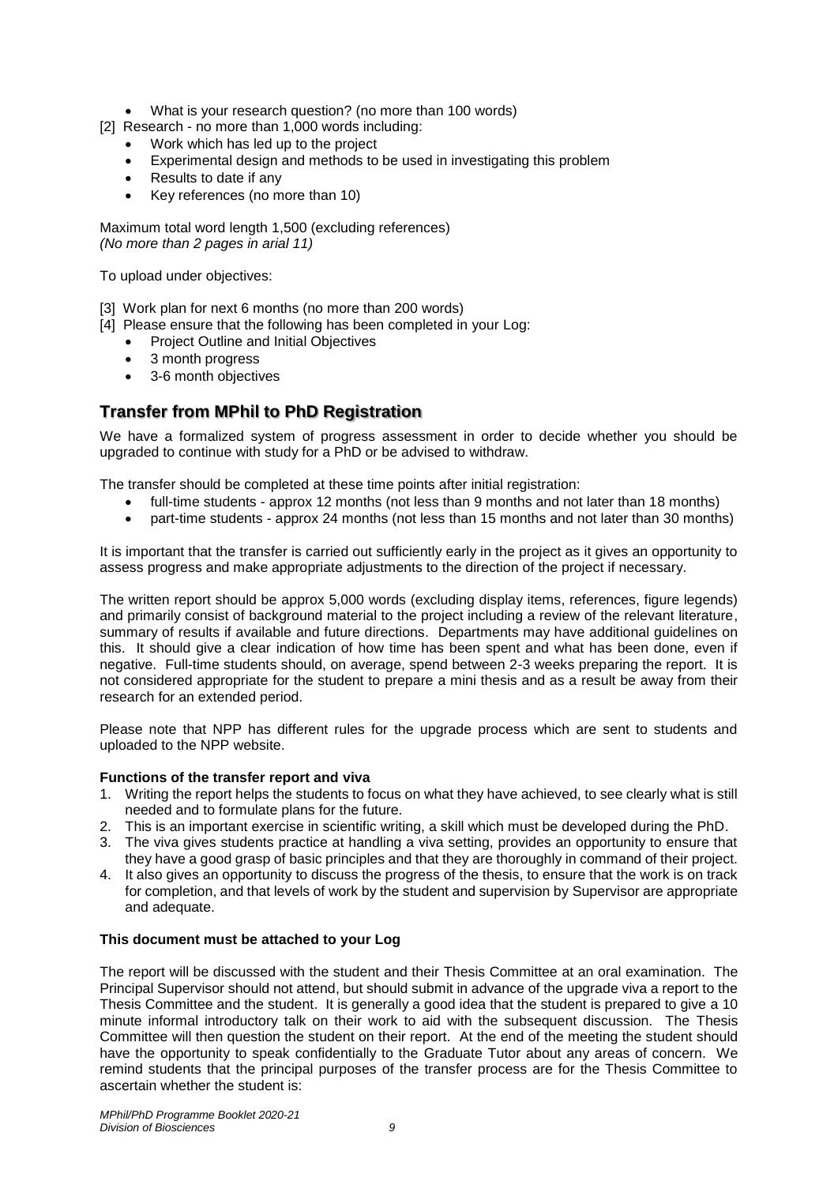- What is your research question? (no more than 100 words)

[2] Research - no more than 1,000 words including:

- Work which has led up to the project
- Experimental design and methods to be used in investigating this problem
- Results to date if any
- Key references (no more than 10)

Maximum total word length 1,500 (excluding references)
*(No more than 2 pages in arial 11)*

To upload under objectives:

[3] Work plan for next 6 months (no more than 200 words)

[4] Please ensure that the following has been completed in your Log:

- Project Outline and Initial Objectives
- 3 month progress
- 3-6 month objectives

## Transfer from MPhil to PhD Registration

We have a formalized system of progress assessment in order to decide whether you should be upgraded to continue with study for a PhD or be advised to withdraw.

The transfer should be completed at these time points after initial registration:

- full-time students - approx 12 months (not less than 9 months and not later than 18 months)
- part-time students - approx 24 months (not less than 15 months and not later than 30 months)

It is important that the transfer is carried out sufficiently early in the project as it gives an opportunity to assess progress and make appropriate adjustments to the direction of the project if necessary.

The written report should be approx 5,000 words (excluding display items, references, figure legends) and primarily consist of background material to the project including a review of the relevant literature, summary of results if available and future directions. Departments may have additional guidelines on this. It should give a clear indication of how time has been spent and what has been done, even if negative. Full-time students should, on average, spend between 2-3 weeks preparing the report. It is not considered appropriate for the student to prepare a mini thesis and as a result be away from their research for an extended period.

Please note that NPP has different rules for the upgrade process which are sent to students and uploaded to the NPP website.

**Functions of the transfer report and viva**

1. Writing the report helps the students to focus on what they have achieved, to see clearly what is still needed and to formulate plans for the future.
2. This is an important exercise in scientific writing, a skill which must be developed during the PhD.
3. The viva gives students practice at handling a viva setting, provides an opportunity to ensure that they have a good grasp of basic principles and that they are thoroughly in command of their project.
4. It also gives an opportunity to discuss the progress of the thesis, to ensure that the work is on track for completion, and that levels of work by the student and supervision by Supervisor are appropriate and adequate.

**This document must be attached to your Log**

The report will be discussed with the student and their Thesis Committee at an oral examination. The Principal Supervisor should not attend, but should submit in advance of the upgrade viva a report to the Thesis Committee and the student. It is generally a good idea that the student is prepared to give a 10 minute informal introductory talk on their work to aid with the subsequent discussion. The Thesis Committee will then question the student on their report. At the end of the meeting the student should have the opportunity to speak confidentially to the Graduate Tutor about any areas of concern. We remind students that the principal purposes of the transfer process are for the Thesis Committee to ascertain whether the student is: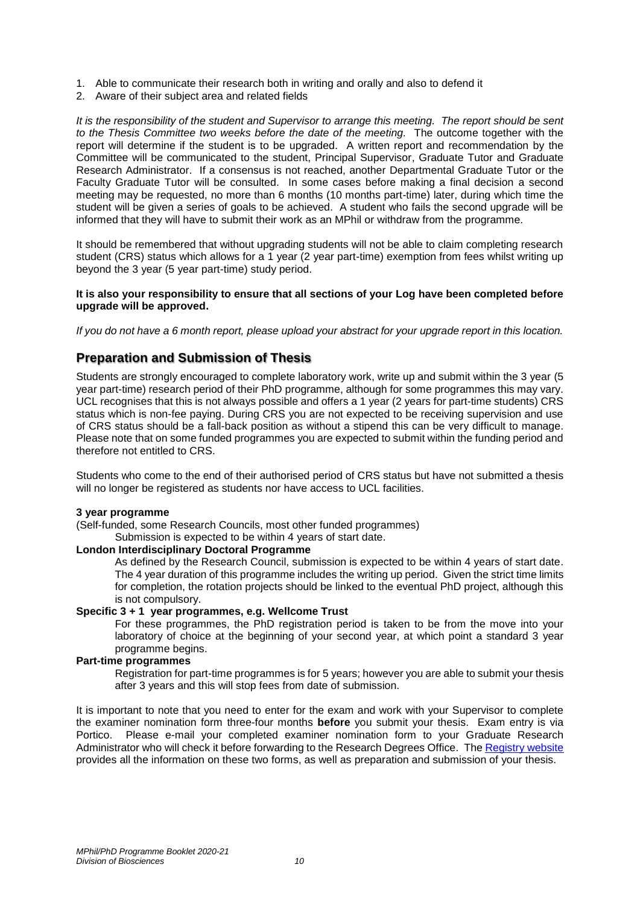1. Able to communicate their research both in writing and orally and also to defend it
2. Aware of their subject area and related fields

*It is the responsibility of the student and Supervisor to arrange this meeting. The report should be sent to the Thesis Committee two weeks before the date of the meeting.* The outcome together with the report will determine if the student is to be upgraded. A written report and recommendation by the Committee will be communicated to the student, Principal Supervisor, Graduate Tutor and Graduate Research Administrator. If a consensus is not reached, another Departmental Graduate Tutor or the Faculty Graduate Tutor will be consulted. In some cases before making a final decision a second meeting may be requested, no more than 6 months (10 months part-time) later, during which time the student will be given a series of goals to be achieved. A student who fails the second upgrade will be informed that they will have to submit their work as an MPhil or withdraw from the programme.

It should be remembered that without upgrading students will not be able to claim completing research student (CRS) status which allows for a 1 year (2 year part-time) exemption from fees whilst writing up beyond the 3 year (5 year part-time) study period.

**It is also your responsibility to ensure that all sections of your Log have been completed before upgrade will be approved.**

*If you do not have a 6 month report, please upload your abstract for your upgrade report in this location.*

## Preparation and Submission of Thesis

Students are strongly encouraged to complete laboratory work, write up and submit within the 3 year (5 year part-time) research period of their PhD programme, although for some programmes this may vary. UCL recognises that this is not always possible and offers a 1 year (2 years for part-time students) CRS status which is non-fee paying. During CRS you are not expected to be receiving supervision and use of CRS status should be a fall-back position as without a stipend this can be very difficult to manage. Please note that on some funded programmes you are expected to submit within the funding period and therefore not entitled to CRS.

Students who come to the end of their authorised period of CRS status but have not submitted a thesis will no longer be registered as students nor have access to UCL facilities.

**3 year programme**

(Self-funded, some Research Councils, most other funded programmes)

Submission is expected to be within 4 years of start date.

**London Interdisciplinary Doctoral Programme**

As defined by the Research Council, submission is expected to be within 4 years of start date. The 4 year duration of this programme includes the writing up period. Given the strict time limits for completion, the rotation projects should be linked to the eventual PhD project, although this is not compulsory.

**Specific 3 + 1 year programmes, e.g. Wellcome Trust**

For these programmes, the PhD registration period is taken to be from the move into your laboratory of choice at the beginning of your second year, at which point a standard 3 year programme begins.

**Part-time programmes**

Registration for part-time programmes is for 5 years; however you are able to submit your thesis after 3 years and this will stop fees from date of submission.

It is important to note that you need to enter for the exam and work with your Supervisor to complete the examiner nomination form three-four months **before** you submit your thesis. Exam entry is via Portico. Please e-mail your completed examiner nomination form to your Graduate Research Administrator who will check it before forwarding to the Research Degrees Office. The Registry website provides all the information on these two forms, as well as preparation and submission of your thesis.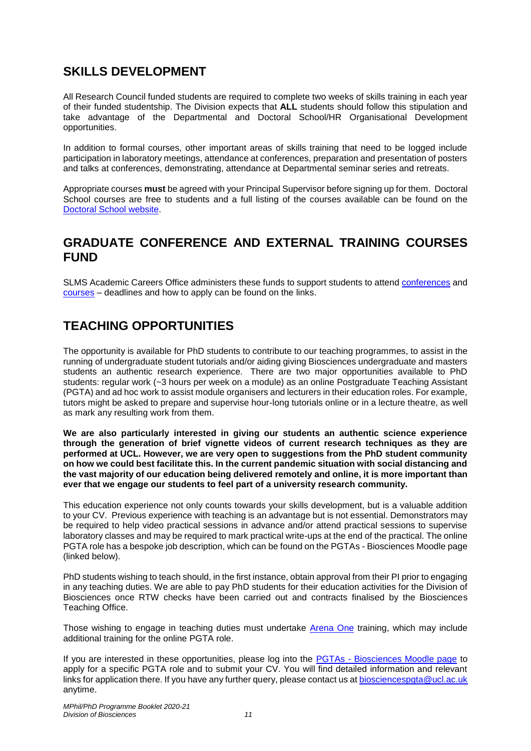## SKILLS DEVELOPMENT

All Research Council funded students are required to complete two weeks of skills training in each year of their funded studentship. The Division expects that **ALL** students should follow this stipulation and take advantage of the Departmental and Doctoral School/HR Organisational Development opportunities.

In addition to formal courses, other important areas of skills training that need to be logged include participation in laboratory meetings, attendance at conferences, preparation and presentation of posters and talks at conferences, demonstrating, attendance at Departmental seminar series and retreats.

Appropriate courses **must** be agreed with your Principal Supervisor before signing up for them. Doctoral School courses are free to students and a full listing of the courses available can be found on the Doctoral School website.

## GRADUATE CONFERENCE AND EXTERNAL TRAINING COURSES FUND

SLMS Academic Careers Office administers these funds to support students to attend conferences and courses – deadlines and how to apply can be found on the links.

## TEACHING OPPORTUNITIES

The opportunity is available for PhD students to contribute to our teaching programmes, to assist in the running of undergraduate student tutorials and/or aiding giving Biosciences undergraduate and masters students an authentic research experience. There are two major opportunities available to PhD students: regular work (~3 hours per week on a module) as an online Postgraduate Teaching Assistant (PGTA) and ad hoc work to assist module organisers and lecturers in their education roles. For example, tutors might be asked to prepare and supervise hour-long tutorials online or in a lecture theatre, as well as mark any resulting work from them.

**We are also particularly interested in giving our students an authentic science experience through the generation of brief vignette videos of current research techniques as they are performed at UCL. However, we are very open to suggestions from the PhD student community on how we could best facilitate this. In the current pandemic situation with social distancing and the vast majority of our education being delivered remotely and online, it is more important than ever that we engage our students to feel part of a university research community.**

This education experience not only counts towards your skills development, but is a valuable addition to your CV. Previous experience with teaching is an advantage but is not essential. Demonstrators may be required to help video practical sessions in advance and/or attend practical sessions to supervise laboratory classes and may be required to mark practical write-ups at the end of the practical. The online PGTA role has a bespoke job description, which can be found on the PGTAs - Biosciences Moodle page (linked below).

PhD students wishing to teach should, in the first instance, obtain approval from their PI prior to engaging in any teaching duties. We are able to pay PhD students for their education activities for the Division of Biosciences once RTW checks have been carried out and contracts finalised by the Biosciences Teaching Office.

Those wishing to engage in teaching duties must undertake Arena One training, which may include additional training for the online PGTA role.

If you are interested in these opportunities, please log into the PGTAs - Biosciences Moodle page to apply for a specific PGTA role and to submit your CV. You will find detailed information and relevant links for application there. If you have any further query, please contact us at biosciencespgta@ucl.ac.uk anytime.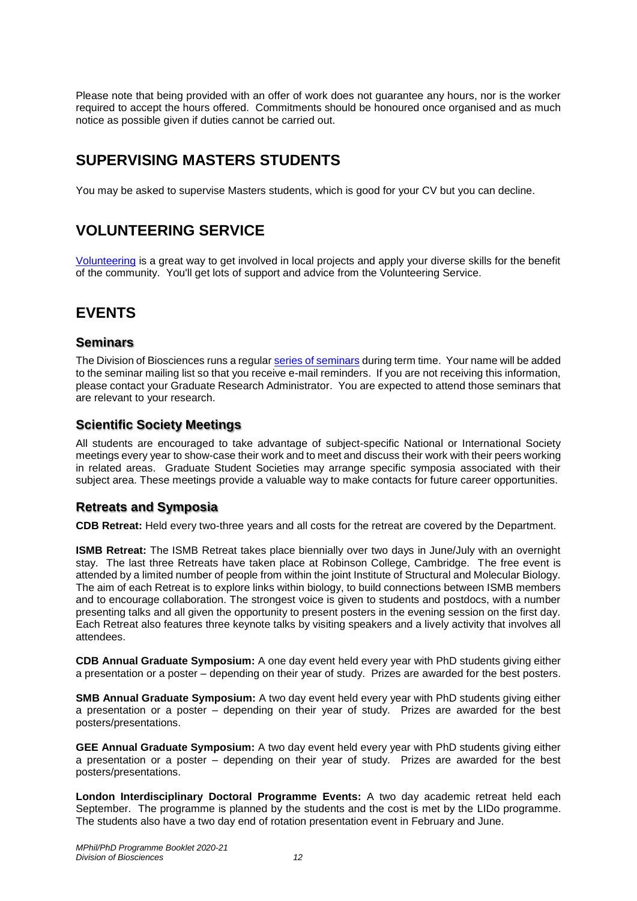Please note that being provided with an offer of work does not guarantee any hours, nor is the worker required to accept the hours offered. Commitments should be honoured once organised and as much notice as possible given if duties cannot be carried out.

## SUPERVISING MASTERS STUDENTS

You may be asked to supervise Masters students, which is good for your CV but you can decline.

## VOLUNTEERING SERVICE

Volunteering is a great way to get involved in local projects and apply your diverse skills for the benefit of the community. You'll get lots of support and advice from the Volunteering Service.

## EVENTS

### Seminars

The Division of Biosciences runs a regular series of seminars during term time. Your name will be added to the seminar mailing list so that you receive e-mail reminders. If you are not receiving this information, please contact your Graduate Research Administrator. You are expected to attend those seminars that are relevant to your research.

### Scientific Society Meetings

All students are encouraged to take advantage of subject-specific National or International Society meetings every year to show-case their work and to meet and discuss their work with their peers working in related areas. Graduate Student Societies may arrange specific symposia associated with their subject area. These meetings provide a valuable way to make contacts for future career opportunities.

### Retreats and Symposia

**CDB Retreat:** Held every two-three years and all costs for the retreat are covered by the Department.

**ISMB Retreat:** The ISMB Retreat takes place biennially over two days in June/July with an overnight stay. The last three Retreats have taken place at Robinson College, Cambridge. The free event is attended by a limited number of people from within the joint Institute of Structural and Molecular Biology. The aim of each Retreat is to explore links within biology, to build connections between ISMB members and to encourage collaboration. The strongest voice is given to students and postdocs, with a number presenting talks and all given the opportunity to present posters in the evening session on the first day. Each Retreat also features three keynote talks by visiting speakers and a lively activity that involves all attendees.

**CDB Annual Graduate Symposium:** A one day event held every year with PhD students giving either a presentation or a poster – depending on their year of study. Prizes are awarded for the best posters.

**SMB Annual Graduate Symposium:** A two day event held every year with PhD students giving either a presentation or a poster – depending on their year of study. Prizes are awarded for the best posters/presentations.

**GEE Annual Graduate Symposium:** A two day event held every year with PhD students giving either a presentation or a poster – depending on their year of study. Prizes are awarded for the best posters/presentations.

**London Interdisciplinary Doctoral Programme Events:** A two day academic retreat held each September. The programme is planned by the students and the cost is met by the LIDo programme. The students also have a two day end of rotation presentation event in February and June.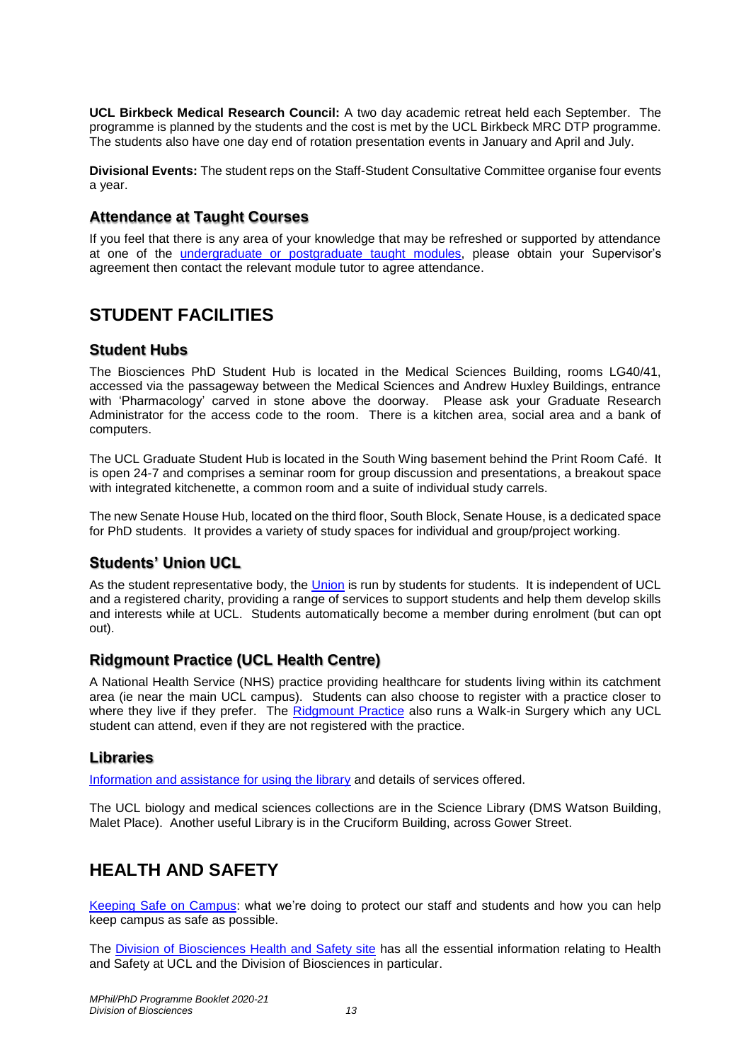**UCL Birkbeck Medical Research Council:** A two day academic retreat held each September. The programme is planned by the students and the cost is met by the UCL Birkbeck MRC DTP programme. The students also have one day end of rotation presentation events in January and April and July.

**Divisional Events:** The student reps on the Staff-Student Consultative Committee organise four events a year.

### Attendance at Taught Courses

If you feel that there is any area of your knowledge that may be refreshed or supported by attendance at one of the undergraduate or postgraduate taught modules, please obtain your Supervisor's agreement then contact the relevant module tutor to agree attendance.

## STUDENT FACILITIES

### Student Hubs

The Biosciences PhD Student Hub is located in the Medical Sciences Building, rooms LG40/41, accessed via the passageway between the Medical Sciences and Andrew Huxley Buildings, entrance with 'Pharmacology' carved in stone above the doorway. Please ask your Graduate Research Administrator for the access code to the room. There is a kitchen area, social area and a bank of computers.

The UCL Graduate Student Hub is located in the South Wing basement behind the Print Room Café. It is open 24-7 and comprises a seminar room for group discussion and presentations, a breakout space with integrated kitchenette, a common room and a suite of individual study carrels.

The new Senate House Hub, located on the third floor, South Block, Senate House, is a dedicated space for PhD students. It provides a variety of study spaces for individual and group/project working.

### Students' Union UCL

As the student representative body, the Union is run by students for students. It is independent of UCL and a registered charity, providing a range of services to support students and help them develop skills and interests while at UCL. Students automatically become a member during enrolment (but can opt out).

### Ridgmount Practice (UCL Health Centre)

A National Health Service (NHS) practice providing healthcare for students living within its catchment area (ie near the main UCL campus). Students can also choose to register with a practice closer to where they live if they prefer. The Ridgmount Practice also runs a Walk-in Surgery which any UCL student can attend, even if they are not registered with the practice.

### Libraries

Information and assistance for using the library and details of services offered.

The UCL biology and medical sciences collections are in the Science Library (DMS Watson Building, Malet Place). Another useful Library is in the Cruciform Building, across Gower Street.

## HEALTH AND SAFETY

Keeping Safe on Campus: what we're doing to protect our staff and students and how you can help keep campus as safe as possible.

The Division of Biosciences Health and Safety site has all the essential information relating to Health and Safety at UCL and the Division of Biosciences in particular.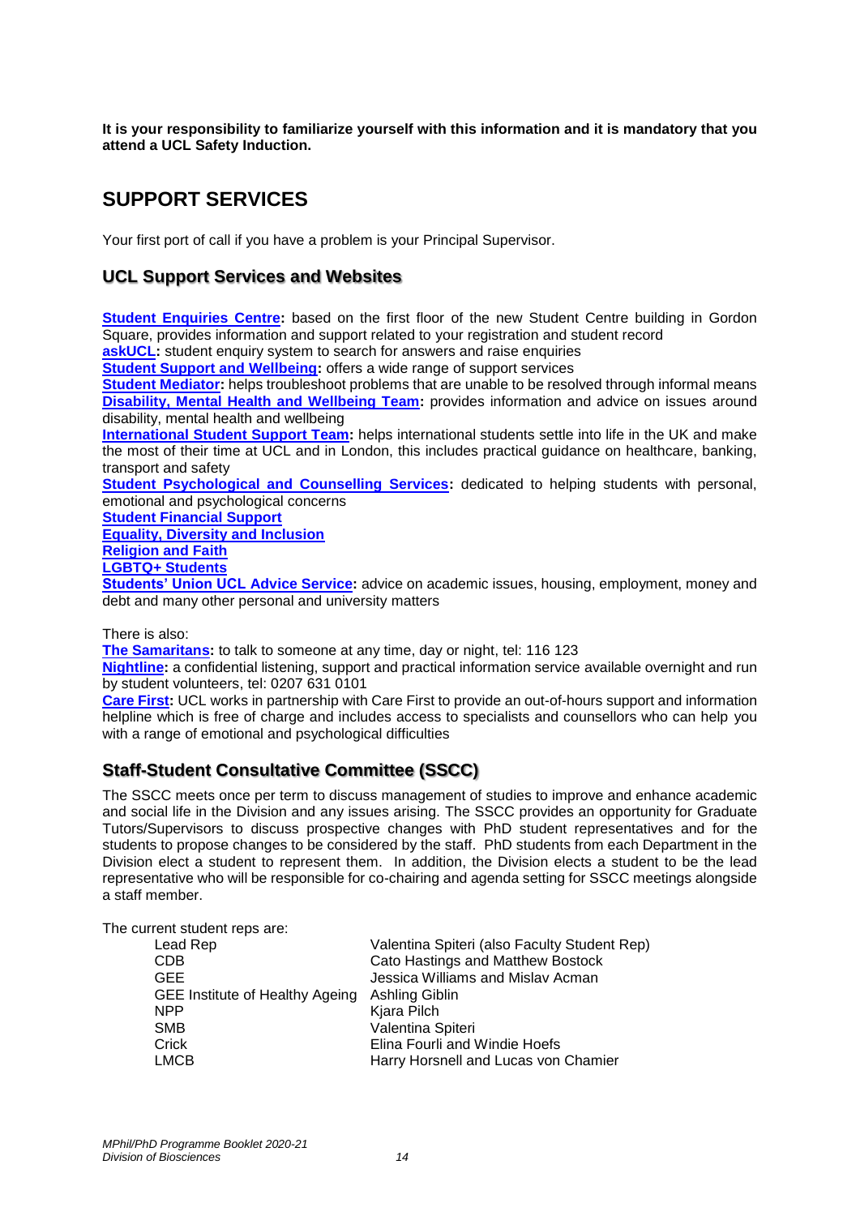**It is your responsibility to familiarize yourself with this information and it is mandatory that you attend a UCL Safety Induction.**

# SUPPORT SERVICES

Your first port of call if you have a problem is your Principal Supervisor.

## UCL Support Services and Websites

**Student Enquiries Centre:** based on the first floor of the new Student Centre building in Gordon Square, provides information and support related to your registration and student record

**askUCL:** student enquiry system to search for answers and raise enquiries

**Student Support and Wellbeing:** offers a wide range of support services

**Student Mediator:** helps troubleshoot problems that are unable to be resolved through informal means

**Disability, Mental Health and Wellbeing Team:** provides information and advice on issues around disability, mental health and wellbeing

**International Student Support Team:** helps international students settle into life in the UK and make the most of their time at UCL and in London, this includes practical guidance on healthcare, banking, transport and safety

**Student Psychological and Counselling Services:** dedicated to helping students with personal, emotional and psychological concerns

**Student Financial Support**

**Equality, Diversity and Inclusion**

**Religion and Faith**

**LGBTQ+ Students**

**Students' Union UCL Advice Service:** advice on academic issues, housing, employment, money and debt and many other personal and university matters

There is also:

**The Samaritans:** to talk to someone at any time, day or night, tel: 116 123

**Nightline:** a confidential listening, support and practical information service available overnight and run by student volunteers, tel: 0207 631 0101

**Care First:** UCL works in partnership with Care First to provide an out-of-hours support and information helpline which is free of charge and includes access to specialists and counsellors who can help you with a range of emotional and psychological difficulties

## Staff-Student Consultative Committee (SSCC)

The SSCC meets once per term to discuss management of studies to improve and enhance academic and social life in the Division and any issues arising. The SSCC provides an opportunity for Graduate Tutors/Supervisors to discuss prospective changes with PhD student representatives and for the students to propose changes to be considered by the staff. PhD students from each Department in the Division elect a student to represent them. In addition, the Division elects a student to be the lead representative who will be responsible for co-chairing and agenda setting for SSCC meetings alongside a staff member.

The current student reps are:

| | |
|---|---|
| Lead Rep | Valentina Spiteri (also Faculty Student Rep) |
| CDB | Cato Hastings and Matthew Bostock |
| GEE | Jessica Williams and Mislav Acman |
| GEE Institute of Healthy Ageing | Ashling Giblin |
| NPP | Kjara Pilch |
| SMB | Valentina Spiteri |
| Crick | Elina Fourli and Windie Hoefs |
| LMCB | Harry Horsnell and Lucas von Chamier |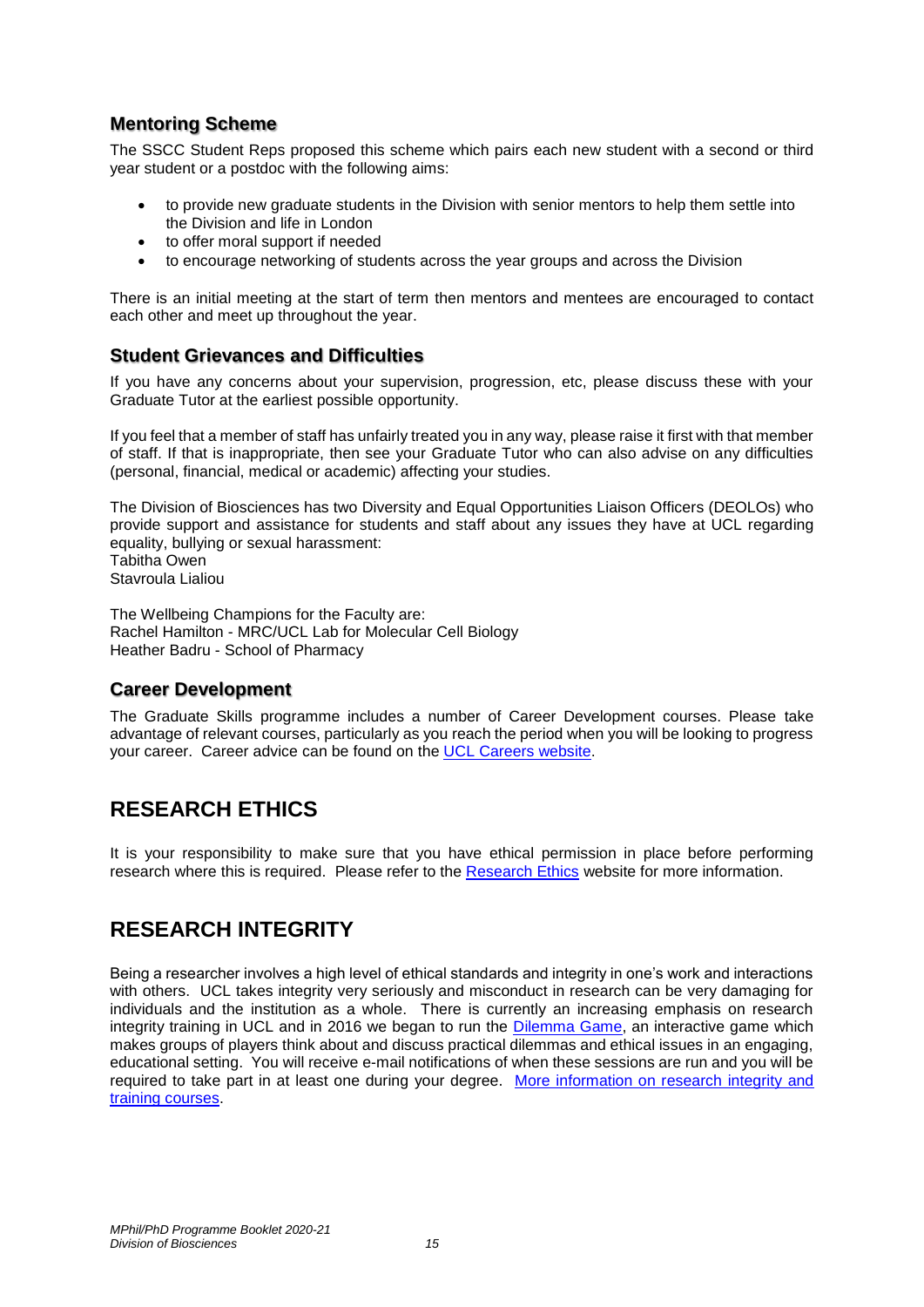### Mentoring Scheme

The SSCC Student Reps proposed this scheme which pairs each new student with a second or third year student or a postdoc with the following aims:

- to provide new graduate students in the Division with senior mentors to help them settle into the Division and life in London
- to offer moral support if needed
- to encourage networking of students across the year groups and across the Division

There is an initial meeting at the start of term then mentors and mentees are encouraged to contact each other and meet up throughout the year.

### Student Grievances and Difficulties

If you have any concerns about your supervision, progression, etc, please discuss these with your Graduate Tutor at the earliest possible opportunity.

If you feel that a member of staff has unfairly treated you in any way, please raise it first with that member of staff. If that is inappropriate, then see your Graduate Tutor who can also advise on any difficulties (personal, financial, medical or academic) affecting your studies.

The Division of Biosciences has two Diversity and Equal Opportunities Liaison Officers (DEOLOs) who provide support and assistance for students and staff about any issues they have at UCL regarding equality, bullying or sexual harassment:
Tabitha Owen
Stavroula Lialiou

The Wellbeing Champions for the Faculty are:
Rachel Hamilton - MRC/UCL Lab for Molecular Cell Biology
Heather Badru - School of Pharmacy

### Career Development

The Graduate Skills programme includes a number of Career Development courses. Please take advantage of relevant courses, particularly as you reach the period when you will be looking to progress your career. Career advice can be found on the UCL Careers website.

## RESEARCH ETHICS

It is your responsibility to make sure that you have ethical permission in place before performing research where this is required. Please refer to the Research Ethics website for more information.

## RESEARCH INTEGRITY

Being a researcher involves a high level of ethical standards and integrity in one's work and interactions with others. UCL takes integrity very seriously and misconduct in research can be very damaging for individuals and the institution as a whole. There is currently an increasing emphasis on research integrity training in UCL and in 2016 we began to run the Dilemma Game, an interactive game which makes groups of players think about and discuss practical dilemmas and ethical issues in an engaging, educational setting. You will receive e-mail notifications of when these sessions are run and you will be required to take part in at least one during your degree. More information on research integrity and training courses.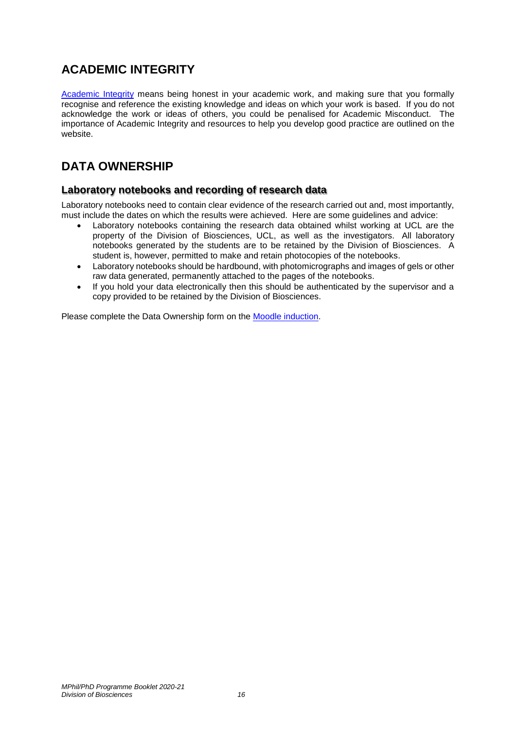# ACADEMIC INTEGRITY

[Academic Integrity](Academic Integrity) means being honest in your academic work, and making sure that you formally recognise and reference the existing knowledge and ideas on which your work is based. If you do not acknowledge the work or ideas of others, you could be penalised for Academic Misconduct. The importance of Academic Integrity and resources to help you develop good practice are outlined on the website.

# DATA OWNERSHIP

## Laboratory notebooks and recording of research data

Laboratory notebooks need to contain clear evidence of the research carried out and, most importantly, must include the dates on which the results were achieved. Here are some guidelines and advice:

- Laboratory notebooks containing the research data obtained whilst working at UCL are the property of the Division of Biosciences, UCL, as well as the investigators. All laboratory notebooks generated by the students are to be retained by the Division of Biosciences. A student is, however, permitted to make and retain photocopies of the notebooks.
- Laboratory notebooks should be hardbound, with photomicrographs and images of gels or other raw data generated, permanently attached to the pages of the notebooks.
- If you hold your data electronically then this should be authenticated by the supervisor and a copy provided to be retained by the Division of Biosciences.

Please complete the Data Ownership form on the Moodle induction.